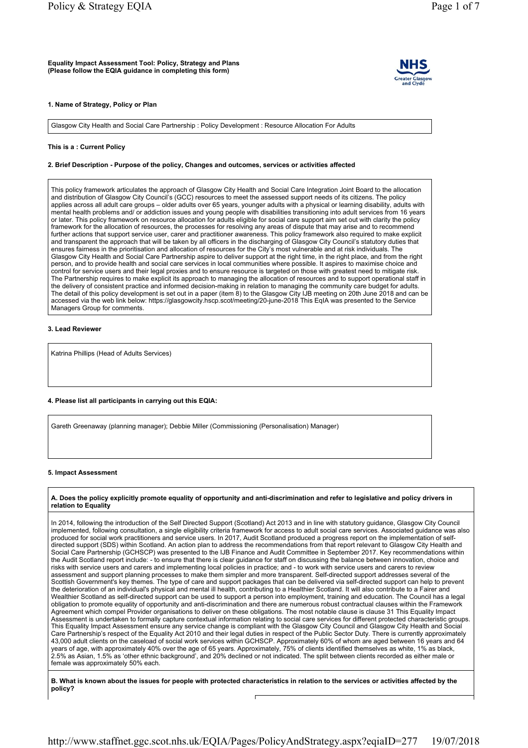**Equality Impact Assessment Tool: Policy, Strategy and Plans**
**(Please follow the EQIA guidance in completing this form)**

NHS Greater Glasgow and Clyde

**1. Name of Strategy, Policy or Plan**

Glasgow City Health and Social Care Partnership : Policy Development : Resource Allocation For Adults

**This is a : Current Policy**

**2. Brief Description - Purpose of the policy, Changes and outcomes, services or activities affected**

This policy framework articulates the approach of Glasgow City Health and Social Care Integration Joint Board to the allocation and distribution of Glasgow City Council's (GCC) resources to meet the assessed support needs of its citizens. The policy applies across all adult care groups – older adults over 65 years, younger adults with a physical or learning disability, adults with mental health problems and/ or addiction issues and young people with disabilities transitioning into adult services from 16 years or later. This policy framework on resource allocation for adults eligible for social care support aim set out with clarity the policy framework for the allocation of resources, the processes for resolving any areas of dispute that may arise and to recommend further actions that support service user, carer and practitioner awareness. This policy framework also required to make explicit and transparent the approach that will be taken by all officers in the discharging of Glasgow City Council's statutory duties that ensures fairness in the prioritisation and allocation of resources for the City's most vulnerable and at risk individuals. The Glasgow City Health and Social Care Partnership aspire to deliver support at the right time, in the right place, and from the right person, and to provide health and social care services in local communities where possible. It aspires to maximise choice and control for service users and their legal proxies and to ensure resource is targeted on those with greatest need to mitigate risk. The Partnership requires to make explicit its approach to managing the allocation of resources and to support operational staff in the delivery of consistent practice and informed decision-making in relation to managing the community care budget for adults. The detail of this policy development is set out in a paper (item 8) to the Glasgow City IJB meeting on 20th June 2018 and can be accessed via the web link below: https://glasgowcity.hscp.scot/meeting/20-june-2018 This EqIA was presented to the Service Managers Group for comments.

**3. Lead Reviewer**

Katrina Phillips (Head of Adults Services)

**4. Please list all participants in carrying out this EQIA:**

Gareth Greenaway (planning manager); Debbie Miller (Commissioning (Personalisation) Manager)

**5. Impact Assessment**

**A. Does the policy explicitly promote equality of opportunity and anti-discrimination and refer to legislative and policy drivers in relation to Equality**

In 2014, following the introduction of the Self Directed Support (Scotland) Act 2013 and in line with statutory guidance, Glasgow City Council implemented, following consultation, a single eligibility criteria framework for access to adult social care services. Associated guidance was also produced for social work practitioners and service users. In 2017, Audit Scotland produced a progress report on the implementation of self-directed support (SDS) within Scotland. An action plan to address the recommendations from that report relevant to Glasgow City Health and Social Care Partnership (GCHSCP) was presented to the IJB Finance and Audit Committee in September 2017. Key recommendations within the Audit Scotland report include: - to ensure that there is clear guidance for staff on discussing the balance between innovation, choice and risks with service users and carers and implementing local policies in practice; and - to work with service users and carers to review assessment and support planning processes to make them simpler and more transparent. Self-directed support addresses several of the Scottish Government's key themes. The type of care and support packages that can be delivered via self-directed support can help to prevent the deterioration of an individual's physical and mental ill health, contributing to a Healthier Scotland. It will also contribute to a Fairer and Wealthier Scotland as self-directed support can be used to support a person into employment, training and education. The Council has a legal obligation to promote equality of opportunity and anti-discrimination and there are numerous robust contractual clauses within the Framework Agreement which compel Provider organisations to deliver on these obligations. The most notable clause is clause 31 This Equality Impact Assessment is undertaken to formally capture contextual information relating to social care services for different protected characteristic groups. This Equality Impact Assessment ensure any service change is compliant with the Glasgow City Council and Glasgow City Health and Social Care Partnership's respect of the Equality Act 2010 and their legal duties in respect of the Public Sector Duty. There is currently approximately 43,000 adult clients on the caseload of social work services within GCHSCP. Approximately 60% of whom are aged between 16 years and 64 years of age, with approximately 40% over the age of 65 years. Approximately, 75% of clients identified themselves as white, 1% as black, 2.5% as Asian, 1.5% as 'other ethnic background', and 20% declined or not indicated. The split between clients recorded as either male or female was approximately 50% each.

**B. What is known about the issues for people with protected characteristics in relation to the services or activities affected by the policy?**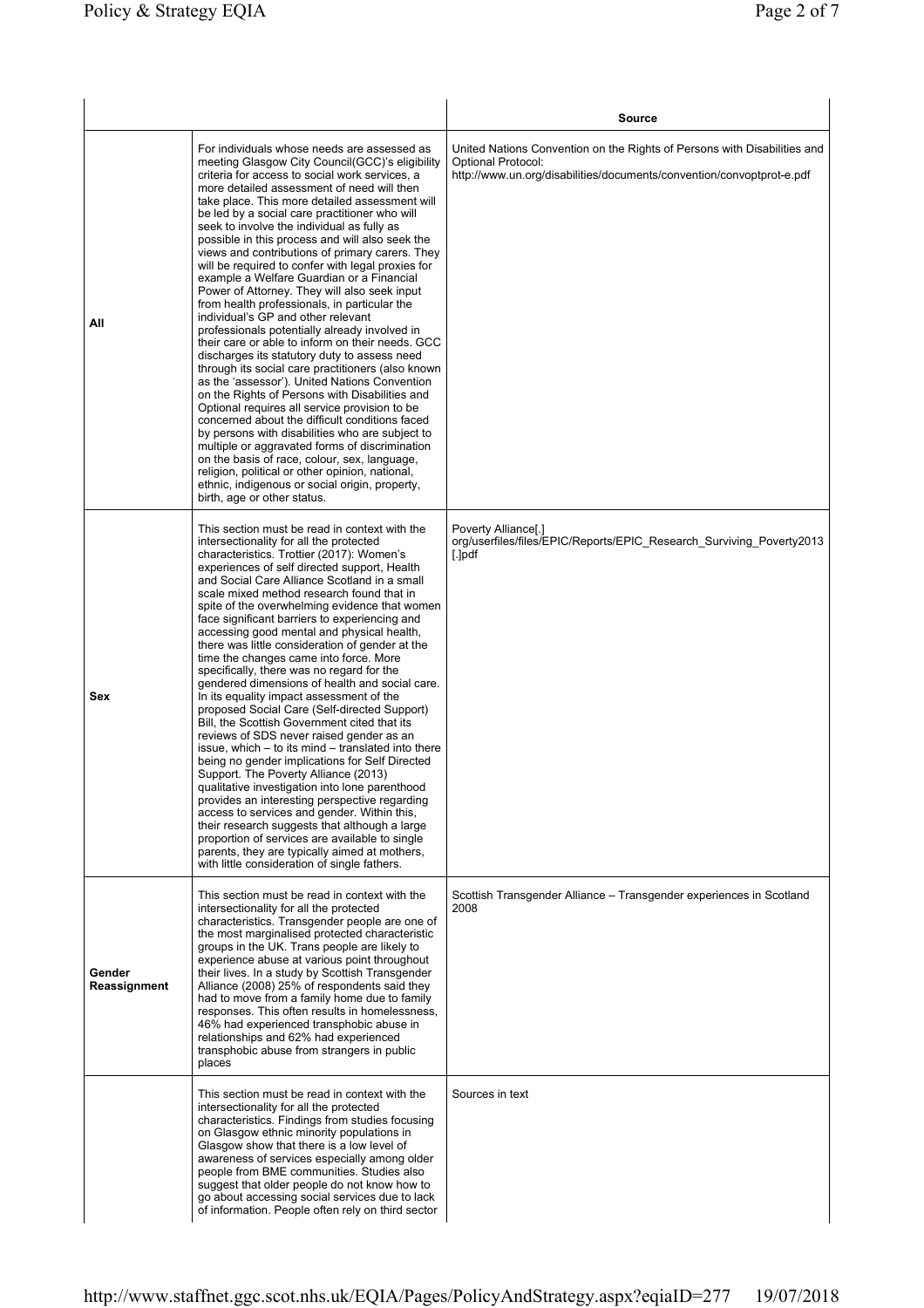| | | Source |
|---|---|---|
| All | For individuals whose needs are assessed as meeting Glasgow City Council(GCC)'s eligibility criteria for access to social work services, a more detailed assessment of need will then take place. This more detailed assessment will be led by a social care practitioner who will seek to involve the individual as fully as possible in this process and will also seek the views and contributions of primary carers. They will be required to confer with legal proxies for example a Welfare Guardian or a Financial Power of Attorney. They will also seek input from health professionals, in particular the individual's GP and other relevant professionals potentially already involved in their care or able to inform on their needs. GCC discharges its statutory duty to assess need through its social care practitioners (also known as the 'assessor'). United Nations Convention on the Rights of Persons with Disabilities and Optional requires all service provision to be concerned about the difficult conditions faced by persons with disabilities who are subject to multiple or aggravated forms of discrimination on the basis of race, colour, sex, language, religion, political or other opinion, national, ethnic, indigenous or social origin, property, birth, age or other status. | United Nations Convention on the Rights of Persons with Disabilities and Optional Protocol: http://www.un.org/disabilities/documents/convention/convoptprot-e.pdf |
| Sex | This section must be read in context with the intersectionality for all the protected characteristics. Trottier (2017): Women's experiences of self directed support, Health and Social Care Alliance Scotland in a small scale mixed method research found that in spite of the overwhelming evidence that women face significant barriers to experiencing and accessing good mental and physical health, there was little consideration of gender at the time the changes came into force. More specifically, there was no regard for the gendered dimensions of health and social care. In its equality impact assessment of the proposed Social Care (Self-directed Support) Bill, the Scottish Government cited that its reviews of SDS never raised gender as an issue, which – to its mind – translated into there being no gender implications for Self Directed Support. The Poverty Alliance (2013) qualitative investigation into lone parenthood provides an interesting perspective regarding access to services and gender. Within this, their research suggests that although a large proportion of services are available to single parents, they are typically aimed at mothers, with little consideration of single fathers. | Poverty Alliance[.] org/userfiles/files/EPIC/Reports/EPIC_Research_Surviving_Poverty2013 [.]pdf |
| Gender Reassignment | This section must be read in context with the intersectionality for all the protected characteristics. Transgender people are one of the most marginalised protected characteristic groups in the UK. Trans people are likely to experience abuse at various point throughout their lives. In a study by Scottish Transgender Alliance (2008) 25% of respondents said they had to move from a family home due to family responses. This often results in homelessness, 46% had experienced transphobic abuse in relationships and 62% had experienced transphobic abuse from strangers in public places | Scottish Transgender Alliance – Transgender experiences in Scotland 2008 |
| | This section must be read in context with the intersectionality for all the protected characteristics. Findings from studies focusing on Glasgow ethnic minority populations in Glasgow show that there is a low level of awareness of services especially among older people from BME communities. Studies also suggest that older people do not know how to go about accessing social services due to lack of information. People often rely on third sector | Sources in text |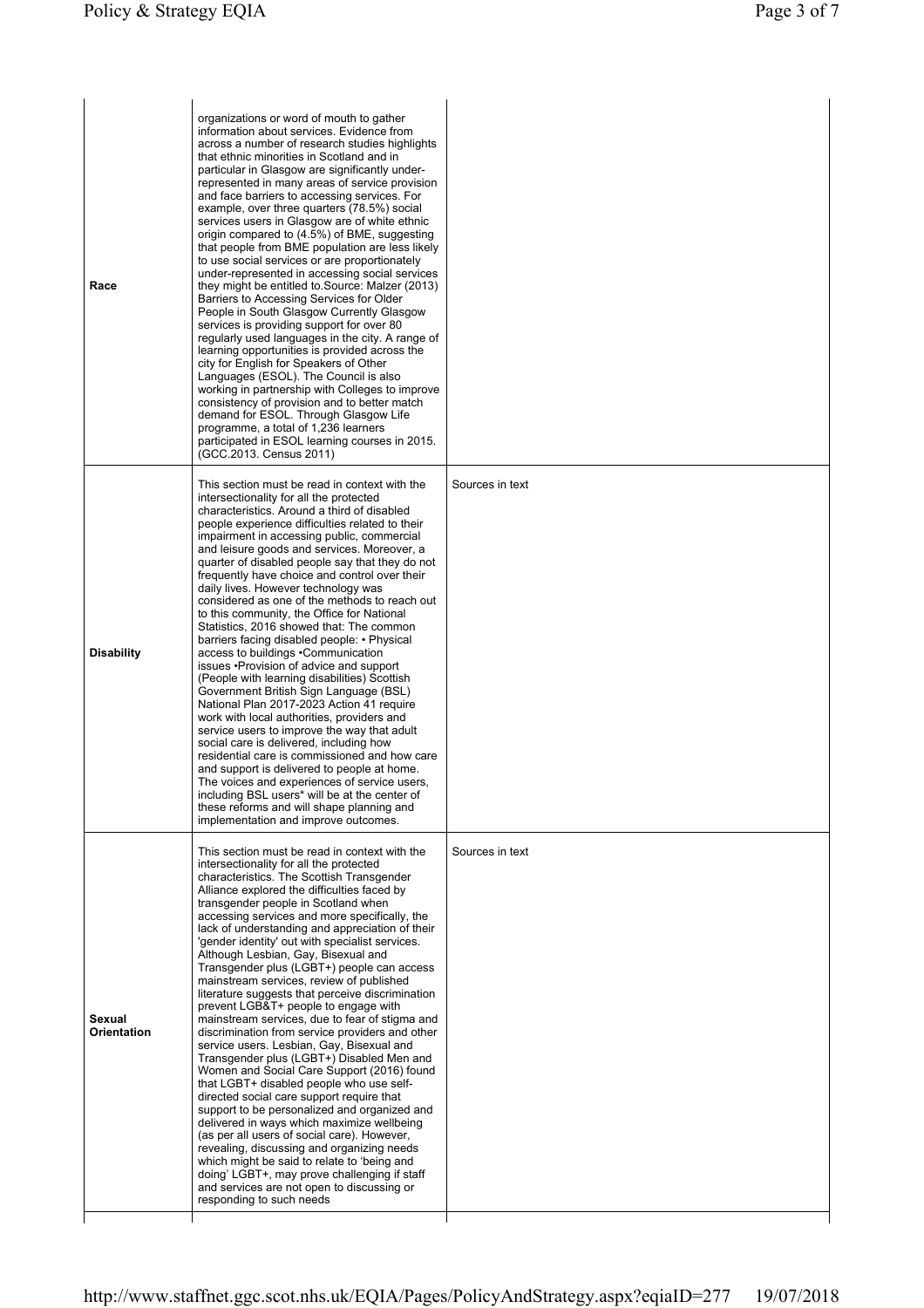| | | |
|---|---|---|
| **Race** | organizations or word of mouth to gather information about services. Evidence from across a number of research studies highlights that ethnic minorities in Scotland and in particular in Glasgow are significantly under-represented in many areas of service provision and face barriers to accessing services. For example, over three quarters (78.5%) social services users in Glasgow are of white ethnic origin compared to (4.5%) of BME, suggesting that people from BME population are less likely to use social services or are proportionately under-represented in accessing social services they might be entitled to.Source: Malzer (2013) Barriers to Accessing Services for Older People in South Glasgow Currently Glasgow services is providing support for over 80 regularly used languages in the city. A range of learning opportunities is provided across the city for English for Speakers of Other Languages (ESOL). The Council is also working in partnership with Colleges to improve consistency of provision and to better match demand for ESOL. Through Glasgow Life programme, a total of 1,236 learners participated in ESOL learning courses in 2015. (GCC.2013. Census 2011) | |
| **Disability** | This section must be read in context with the intersectionality for all the protected characteristics. Around a third of disabled people experience difficulties related to their impairment in accessing public, commercial and leisure goods and services. Moreover, a quarter of disabled people say that they do not frequently have choice and control over their daily lives. However technology was considered as one of the methods to reach out to this community, the Office for National Statistics, 2016 showed that: The common barriers facing disabled people: • Physical access to buildings •Communication issues •Provision of advice and support (People with learning disabilities) Scottish Government British Sign Language (BSL) National Plan 2017-2023 Action 41 require work with local authorities, providers and service users to improve the way that adult social care is delivered, including how residential care is commissioned and how care and support is delivered to people at home. The voices and experiences of service users, including BSL users* will be at the center of these reforms and will shape planning and implementation and improve outcomes. | Sources in text |
| **Sexual Orientation** | This section must be read in context with the intersectionality for all the protected characteristics. The Scottish Transgender Alliance explored the difficulties faced by transgender people in Scotland when accessing services and more specifically, the lack of understanding and appreciation of their 'gender identity' out with specialist services. Although Lesbian, Gay, Bisexual and Transgender plus (LGBT+) people can access mainstream services, review of published literature suggests that perceive discrimination prevent LGB&T+ people to engage with mainstream services, due to fear of stigma and discrimination from service providers and other service users. Lesbian, Gay, Bisexual and Transgender plus (LGBT+) Disabled Men and Women and Social Care Support (2016) found that LGBT+ disabled people who use self-directed social care support require that support to be personalized and organized and delivered in ways which maximize wellbeing (as per all users of social care). However, revealing, discussing and organizing needs which might be said to relate to 'being and doing' LGBT+, may prove challenging if staff and services are not open to discussing or responding to such needs | Sources in text |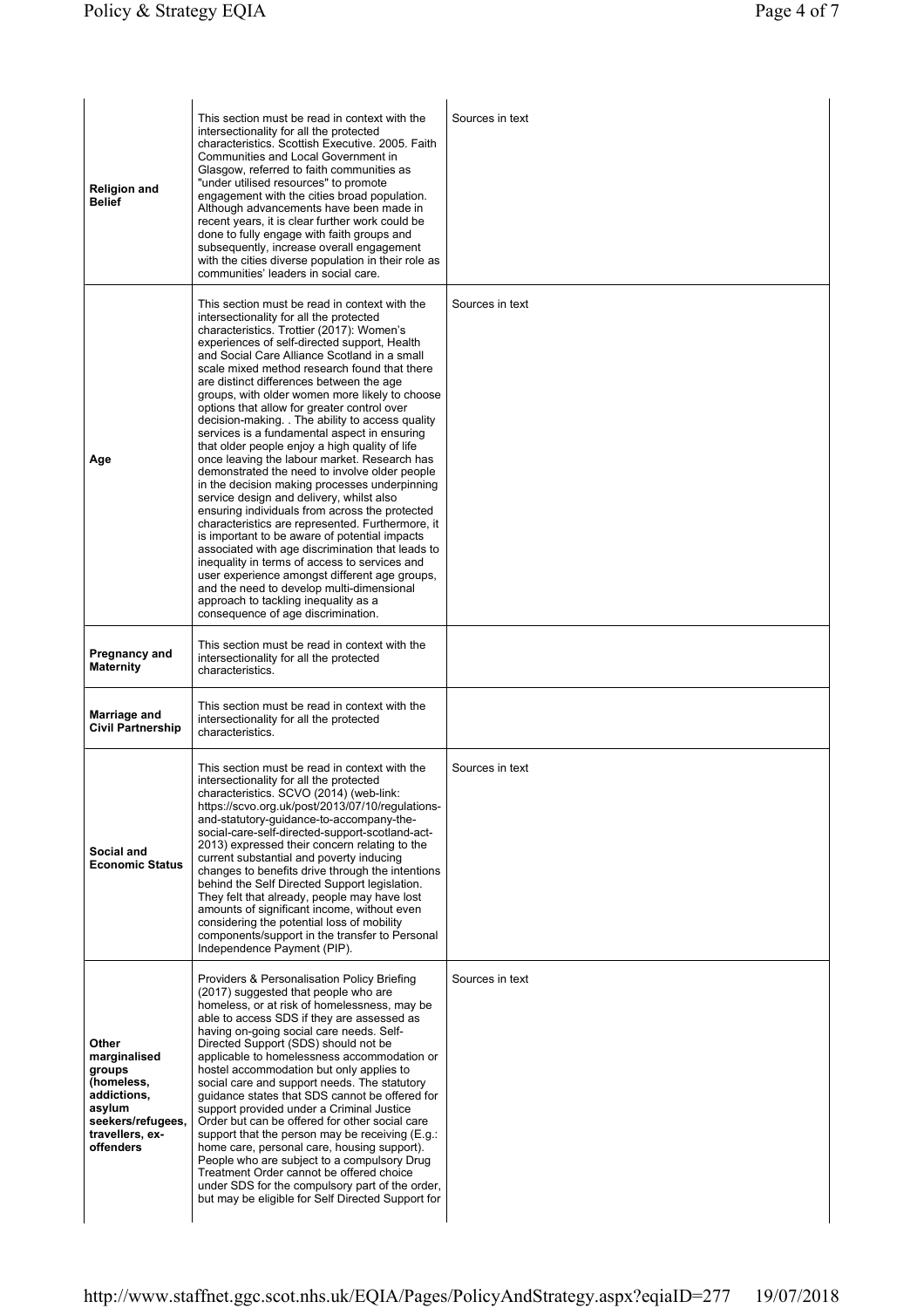| | | |
|---|---|---|
| **Religion and Belief** | This section must be read in context with the intersectionality for all the protected characteristics. Scottish Executive. 2005. Faith Communities and Local Government in Glasgow, referred to faith communities as "under utilised resources" to promote engagement with the cities broad population. Although advancements have been made in recent years, it is clear further work could be done to fully engage with faith groups and subsequently, increase overall engagement with the cities diverse population in their role as communities' leaders in social care. | Sources in text |
| **Age** | This section must be read in context with the intersectionality for all the protected characteristics. Trottier (2017): Women's experiences of self-directed support, Health and Social Care Alliance Scotland in a small scale mixed method research found that there are distinct differences between the age groups, with older women more likely to choose options that allow for greater control over decision-making. . The ability to access quality services is a fundamental aspect in ensuring that older people enjoy a high quality of life once leaving the labour market. Research has demonstrated the need to involve older people in the decision making processes underpinning service design and delivery, whilst also ensuring individuals from across the protected characteristics are represented. Furthermore, it is important to be aware of potential impacts associated with age discrimination that leads to inequality in terms of access to services and user experience amongst different age groups, and the need to develop multi-dimensional approach to tackling inequality as a consequence of age discrimination. | Sources in text |
| **Pregnancy and Maternity** | This section must be read in context with the intersectionality for all the protected characteristics. | |
| **Marriage and Civil Partnership** | This section must be read in context with the intersectionality for all the protected characteristics. | |
| **Social and Economic Status** | This section must be read in context with the intersectionality for all the protected characteristics. SCVO (2014) (web-link: https://scvo.org.uk/post/2013/07/10/regulations-and-statutory-guidance-to-accompany-the-social-care-self-directed-support-scotland-act-2013) expressed their concern relating to the current substantial and poverty inducing changes to benefits drive through the intentions behind the Self Directed Support legislation. They felt that already, people may have lost amounts of significant income, without even considering the potential loss of mobility components/support in the transfer to Personal Independence Payment (PIP). | Sources in text |
| **Other marginalised groups (homeless, addictions, asylum seekers/refugees, travellers, ex-offenders** | Providers & Personalisation Policy Briefing (2017) suggested that people who are homeless, or at risk of homelessness, may be able to access SDS if they are assessed as having on-going social care needs. Self-Directed Support (SDS) should not be applicable to homelessness accommodation or hostel accommodation but only applies to social care and support needs. The statutory guidance states that SDS cannot be offered for support provided under a Criminal Justice Order but can be offered for other social care support that the person may be receiving (E.g.: home care, personal care, housing support). People who are subject to a compulsory Drug Treatment Order cannot be offered choice under SDS for the compulsory part of the order, but may be eligible for Self Directed Support for | Sources in text |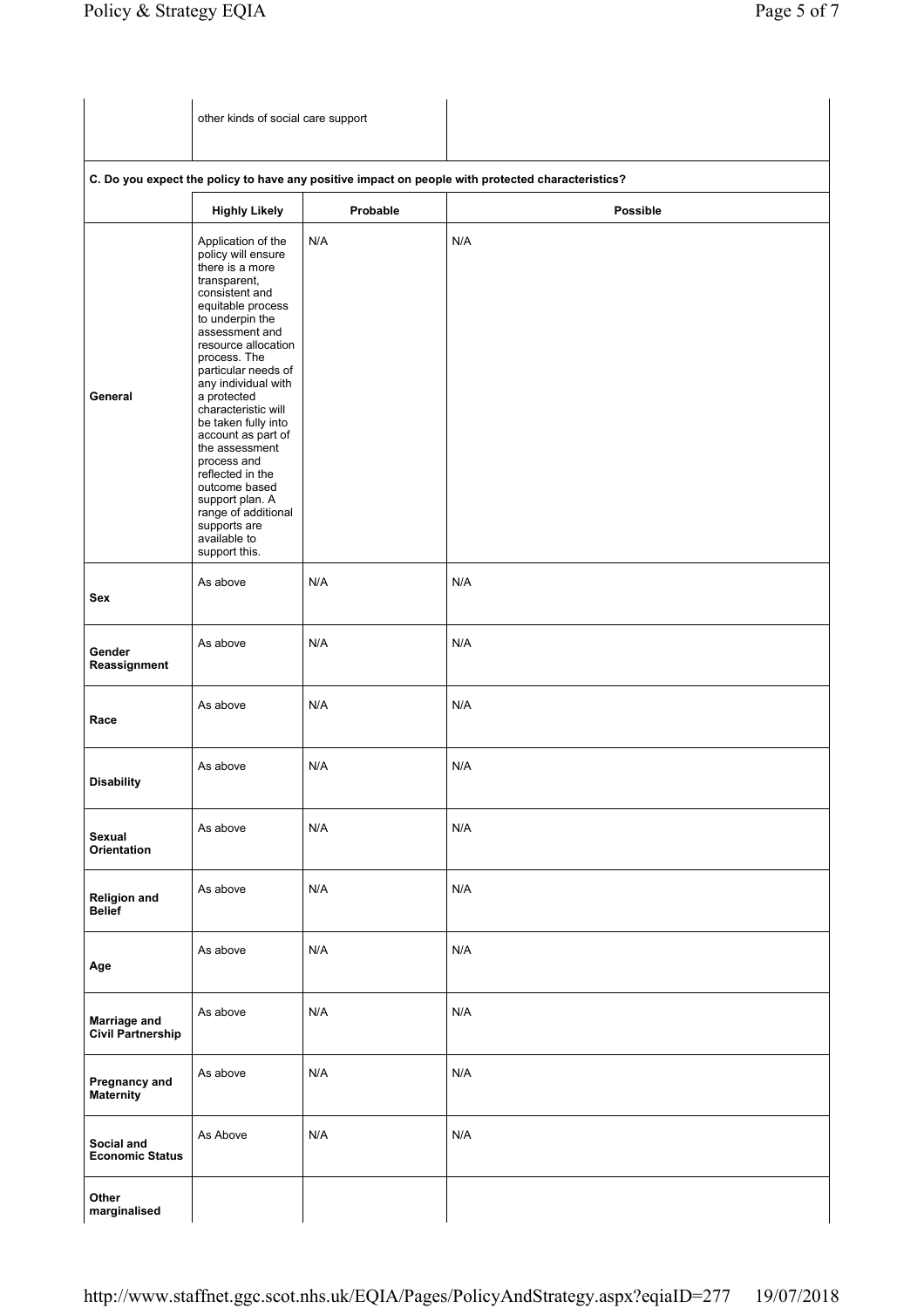| | other kinds of social care support | |
|---|---|---|

C. Do you expect the policy to have any positive impact on people with protected characteristics?

| | Highly Likely | Probable | Possible |
|---|---|---|---|
| **General** | Application of the policy will ensure there is a more transparent, consistent and equitable process to underpin the assessment and resource allocation process. The particular needs of any individual with a protected characteristic will be taken fully into account as part of the assessment process and reflected in the outcome based support plan. A range of additional supports are available to support this. | N/A | N/A |
| **Sex** | As above | N/A | N/A |
| **Gender Reassignment** | As above | N/A | N/A |
| **Race** | As above | N/A | N/A |
| **Disability** | As above | N/A | N/A |
| **Sexual Orientation** | As above | N/A | N/A |
| **Religion and Belief** | As above | N/A | N/A |
| **Age** | As above | N/A | N/A |
| **Marriage and Civil Partnership** | As above | N/A | N/A |
| **Pregnancy and Maternity** | As above | N/A | N/A |
| **Social and Economic Status** | As Above | N/A | N/A |
| **Other marginalised** | | | |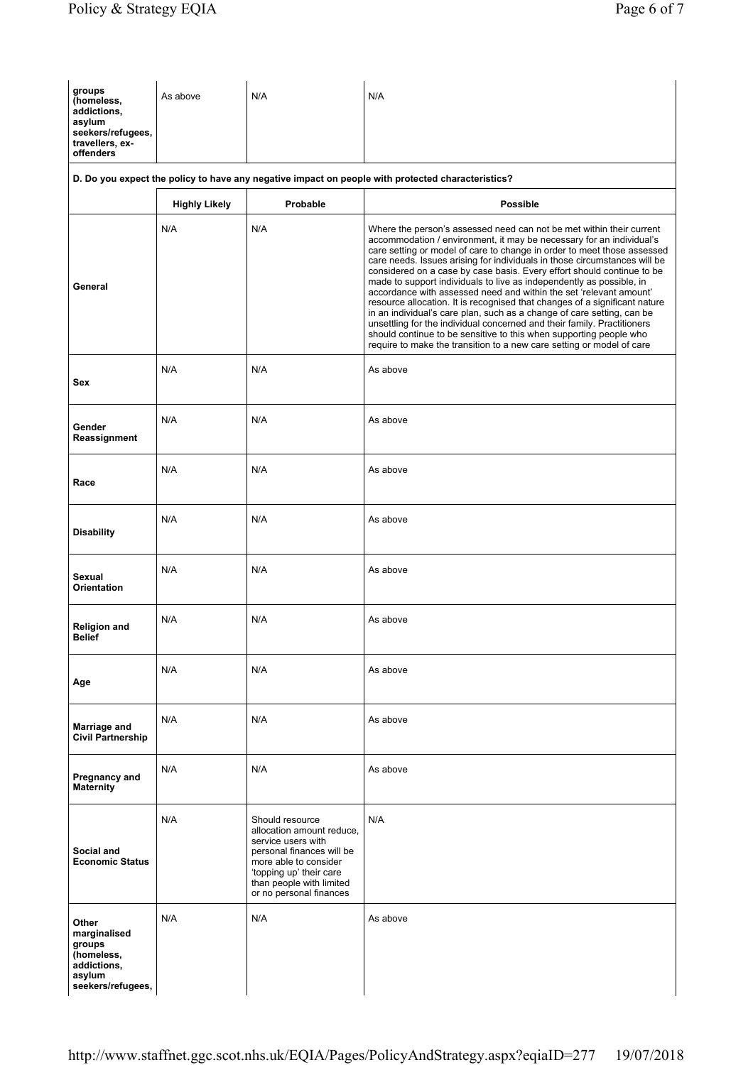| groups (homeless, addictions, asylum seekers/refugees, travellers, ex-offenders | As above | N/A | N/A |
|---|---|---|---|

**D. Do you expect the policy to have any negative impact on people with protected characteristics?**

| | Highly Likely | Probable | Possible |
|---|---|---|---|
| **General** | N/A | N/A | Where the person's assessed need can not be met within their current accommodation / environment, it may be necessary for an individual's care setting or model of care to change in order to meet those assessed care needs. Issues arising for individuals in those circumstances will be considered on a case by case basis. Every effort should continue to be made to support individuals to live as independently as possible, in accordance with assessed need and within the set 'relevant amount' resource allocation. It is recognised that changes of a significant nature in an individual's care plan, such as a change of care setting, can be unsettling for the individual concerned and their family. Practitioners should continue to be sensitive to this when supporting people who require to make the transition to a new care setting or model of care |
| **Sex** | N/A | N/A | As above |
| **Gender Reassignment** | N/A | N/A | As above |
| **Race** | N/A | N/A | As above |
| **Disability** | N/A | N/A | As above |
| **Sexual Orientation** | N/A | N/A | As above |
| **Religion and Belief** | N/A | N/A | As above |
| **Age** | N/A | N/A | As above |
| **Marriage and Civil Partnership** | N/A | N/A | As above |
| **Pregnancy and Maternity** | N/A | N/A | As above |
| **Social and Economic Status** | N/A | Should resource allocation amount reduce, service users with personal finances will be more able to consider 'topping up' their care than people with limited or no personal finances | N/A |
| **Other marginalised groups (homeless, addictions, asylum seekers/refugees,** | N/A | N/A | As above |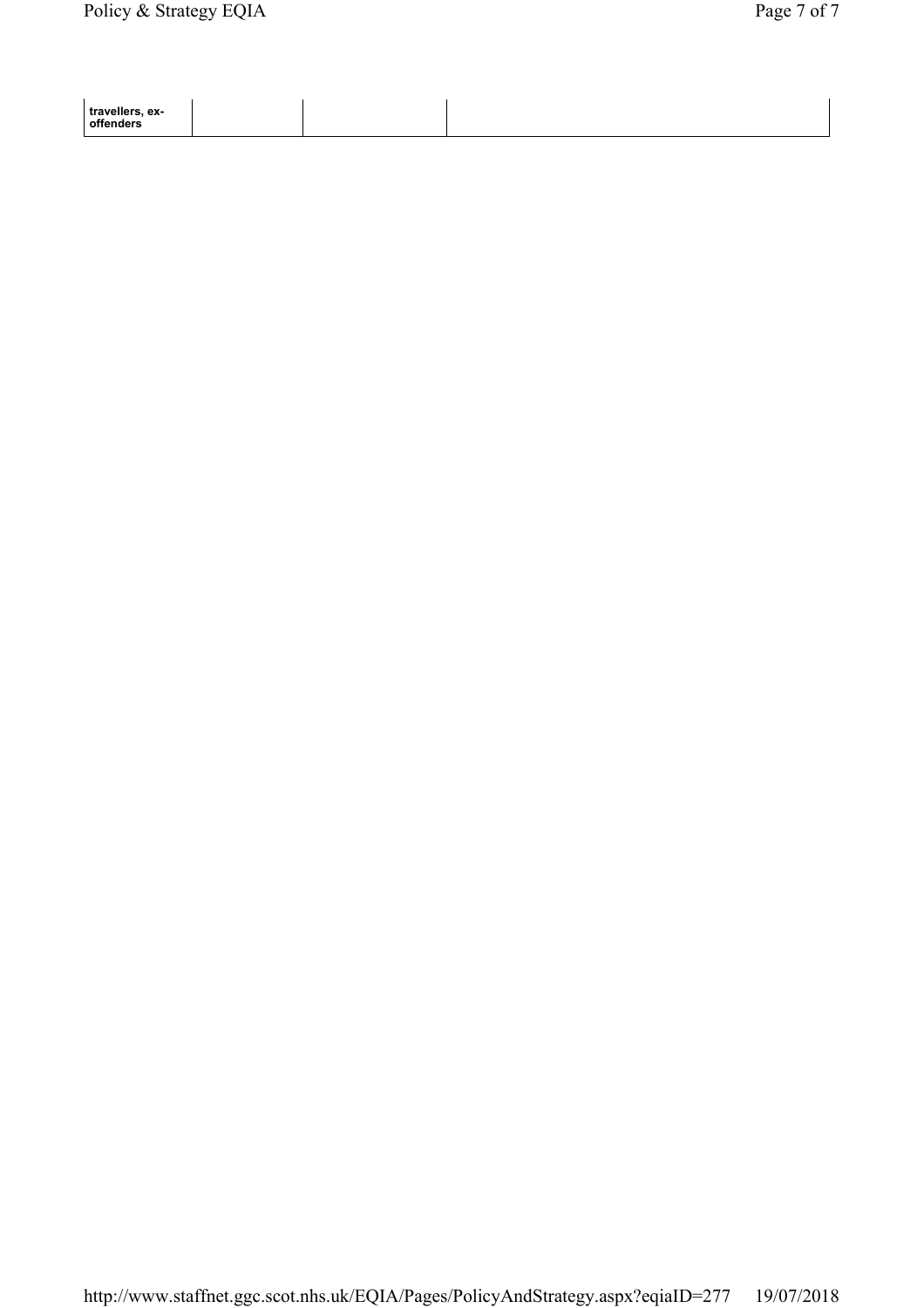| | | | |
|---|---|---|---|
| **travellers, ex-offenders** | | | |